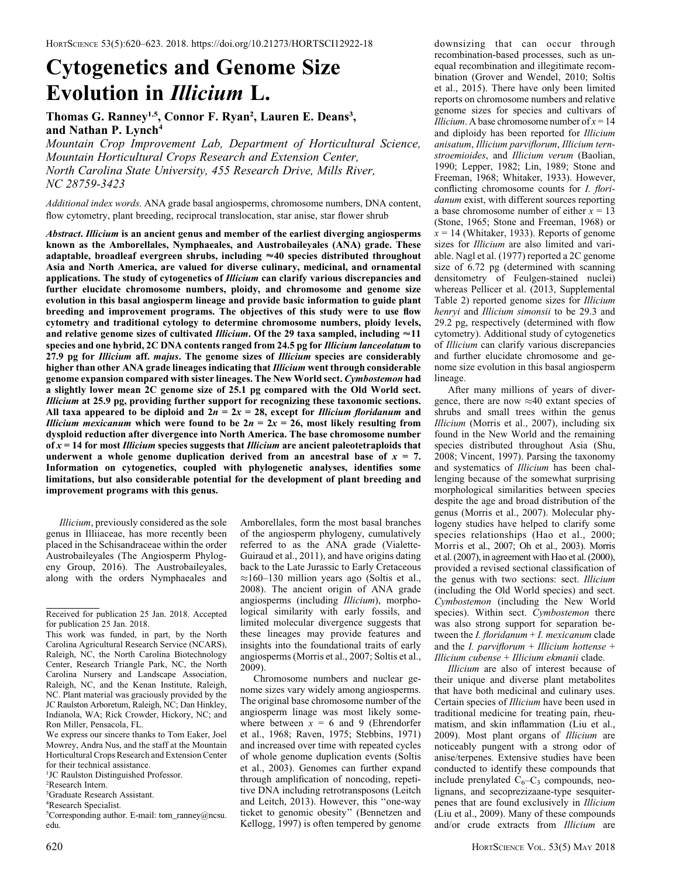# Cytogenetics and Genome Size Evolution in *Illicium* L.

**Thomas G. Ranney[1,5], Connor F. Ryan[2], Lauren E. Deans[3], and Nathan P. Lynch[4]**

*Mountain Crop Improvement Lab, Department of Horticultural Science, Mountain Horticultural Crops Research and Extension Center, North Carolina State University, 455 Research Drive, Mills River, NC 28759-3423*

*Additional index words.* ANA grade basal angiosperms, chromosome numbers, DNA content, flow cytometry, plant breeding, reciprocal translocation, star anise, star flower shrub

***Abstract.*** ***Illicium*** **is an ancient genus and member of the earliest diverging angiosperms known as the Amborellales, Nymphaeales, and Austrobaileyales (ANA) grade. These adaptable, broadleaf evergreen shrubs, including ≈40 species distributed throughout Asia and North America, are valued for diverse culinary, medicinal, and ornamental applications. The study of cytogenetics of** ***Illicium*** **can clarify various discrepancies and further elucidate chromosome numbers, ploidy, and chromosome and genome size evolution in this basal angiosperm lineage and provide basic information to guide plant breeding and improvement programs. The objectives of this study were to use flow cytometry and traditional cytology to determine chromosome numbers, ploidy levels, and relative genome sizes of cultivated** ***Illicium*****. Of the 29 taxa sampled, including ≈11 species and one hybrid, 2C DNA contents ranged from 24.5 pg for** ***Illicium lanceolatum*** **to 27.9 pg for** ***Illicium*** **aff.** ***majus*****. The genome sizes of** ***Illicium*** **species are considerably higher than other ANA grade lineages indicating that** ***Illicium*** **went through considerable genome expansion compared with sister lineages. The New World sect.** ***Cymbostemon*** **had a slightly lower mean 2C genome size of 25.1 pg compared with the Old World sect.** ***Illicium*** **at 25.9 pg, providing further support for recognizing these taxonomic sections. All taxa appeared to be diploid and $2n = 2x = 28$, except for** ***Illicium floridanum*** **and** ***Illicium mexicanum*** **which were found to be $2n = 2x = 26$, most likely resulting from dysploid reduction after divergence into North America. The base chromosome number of $x = 14$ for most** ***Illicium*** **species suggests that** ***Illicium*** **are ancient paleotetraploids that underwent a whole genome duplication derived from an ancestral base of $x = 7$. Information on cytogenetics, coupled with phylogenetic analyses, identifies some limitations, but also considerable potential for the development of plant breeding and improvement programs with this genus.**

*Illicium*, previously considered as the sole genus in Illiiaceae, has more recently been placed in the Schisandraceae within the order Austrobaileyales (The Angiosperm Phylogeny Group, 2016). The Austrobaileyales, along with the orders Nymphaeales and Amborellales, form the most basal branches of the angiosperm phylogeny, cumulatively referred to as the ANA grade (Vialette-Guiraud et al., 2011), and have origins dating back to the Late Jurassic to Early Cretaceous ≈160–130 million years ago (Soltis et al., 2008). The ancient origin of ANA grade angiosperms (including *Illicium*), morphological similarity with early fossils, and limited molecular divergence suggests that these lineages may provide features and insights into the foundational traits of early angiosperms (Morris et al., 2007; Soltis et al., 2009).

Chromosome numbers and nuclear genome sizes vary widely among angiosperms. The original base chromosome number of the angiosperm linage was most likely somewhere between $x = 6$ and 9 (Ehrendorfer et al., 1968; Raven, 1975; Stebbins, 1971) and increased over time with repeated cycles of whole genome duplication events (Soltis et al., 2003). Genomes can further expand through amplification of noncoding, repetitive DNA including retrotransposons (Leitch and Leitch, 2013). However, this "one-way ticket to genomic obesity" (Bennetzen and Kellogg, 1997) is often tempered by genome downsizing that can occur through recombination-based processes, such as unequal recombination and illegitimate recombination (Grover and Wendel, 2010; Soltis et al., 2015). There have only been limited reports on chromosome numbers and relative genome sizes for species and cultivars of *Illicium*. A base chromosome number of $x = 14$ and diploidy has been reported for *Illicium anisatum*, *Illicium parviflorum*, *Illicium ternstroemioides*, and *Illicium verum* (Baolian, 1990; Lepper, 1982; Lin, 1989; Stone and Freeman, 1968; Whitaker, 1933). However, conflicting chromosome counts for *I. floridanum* exist, with different sources reporting a base chromosome number of either $x = 13$ (Stone, 1965; Stone and Freeman, 1968) or $x = 14$ (Whitaker, 1933). Reports of genome sizes for *Illicium* are also limited and variable. Nagl et al. (1977) reported a 2C genome size of 6.72 pg (determined with scanning densitometry of Feulgen-stained nuclei) whereas Pellicer et al. (2013, Supplemental Table 2) reported genome sizes for *Illicium henryi* and *Illicium simonsii* to be 29.3 and 29.2 pg, respectively (determined with flow cytometry). Additional study of cytogenetics of *Illicium* can clarify various discrepancies and further elucidate chromosome and genome size evolution in this basal angiosperm lineage.

After many millions of years of divergence, there are now ≈40 extant species of shrubs and small trees within the genus *Illicium* (Morris et al., 2007), including six found in the New World and the remaining species distributed throughout Asia (Shu, 2008; Vincent, 1997). Parsing the taxonomy and systematics of *Illicium* has been challenging because of the somewhat surprising morphological similarities between species despite the age and broad distribution of the genus (Morris et al., 2007). Molecular phylogeny studies have helped to clarify some species relationships (Hao et al., 2000; Morris et al., 2007; Oh et al., 2003). Morris et al. (2007), in agreement with Hao et al. (2000), provided a revised sectional classification of the genus with two sections: sect. *Illicium* (including the Old World species) and sect. *Cymbostemon* (including the New World species). Within sect. *Cymbostemon* there was also strong support for separation between the *I. floridanum* + *I. mexicanum* clade and the *I. parviflorum* + *Illicium hottense* + *Illicium cubense* + *Illicium ekmanii* clade.

*Illicium* are also of interest because of their unique and diverse plant metabolites that have both medicinal and culinary uses. Certain species of *Illicium* have been used in traditional medicine for treating pain, rheumatism, and skin inflammation (Liu et al., 2009). Most plant organs of *Illicium* are noticeably pungent with a strong odor of anise/terpenes. Extensive studies have been conducted to identify these compounds that include prenylated $C_6$–$C_3$ compounds, neolignans, and secoprezizaane-type sesquiterpenes that are found exclusively in *Illicium* (Liu et al., 2009). Many of these compounds and/or crude extracts from *Illicium* are

---

Received for publication 25 Jan. 2018. Accepted for publication 25 Jan. 2018.

This work was funded, in part, by the North Carolina Agricultural Research Service (NCARS), Raleigh, NC, the North Carolina Biotechnology Center, Research Triangle Park, NC, the North Carolina Nursery and Landscape Association, Raleigh, NC, and the Kenan Institute, Raleigh, NC. Plant material was graciously provided by the JC Raulston Arboretum, Raleigh, NC; Dan Hinkley, Indianola, WA; Rick Crowder, Hickory, NC; and Ron Miller, Pensacola, FL.

We express our sincere thanks to Tom Eaker, Joel Mowrey, Andra Nus, and the staff at the Mountain Horticultural Crops Research and Extension Center for their technical assistance.

[1]JC Raulston Distinguished Professor.

[2]Research Intern.

[3]Graduate Research Assistant.

[4]Research Specialist.

[5]Corresponding author. E-mail: tom_ranney@ncsu.edu.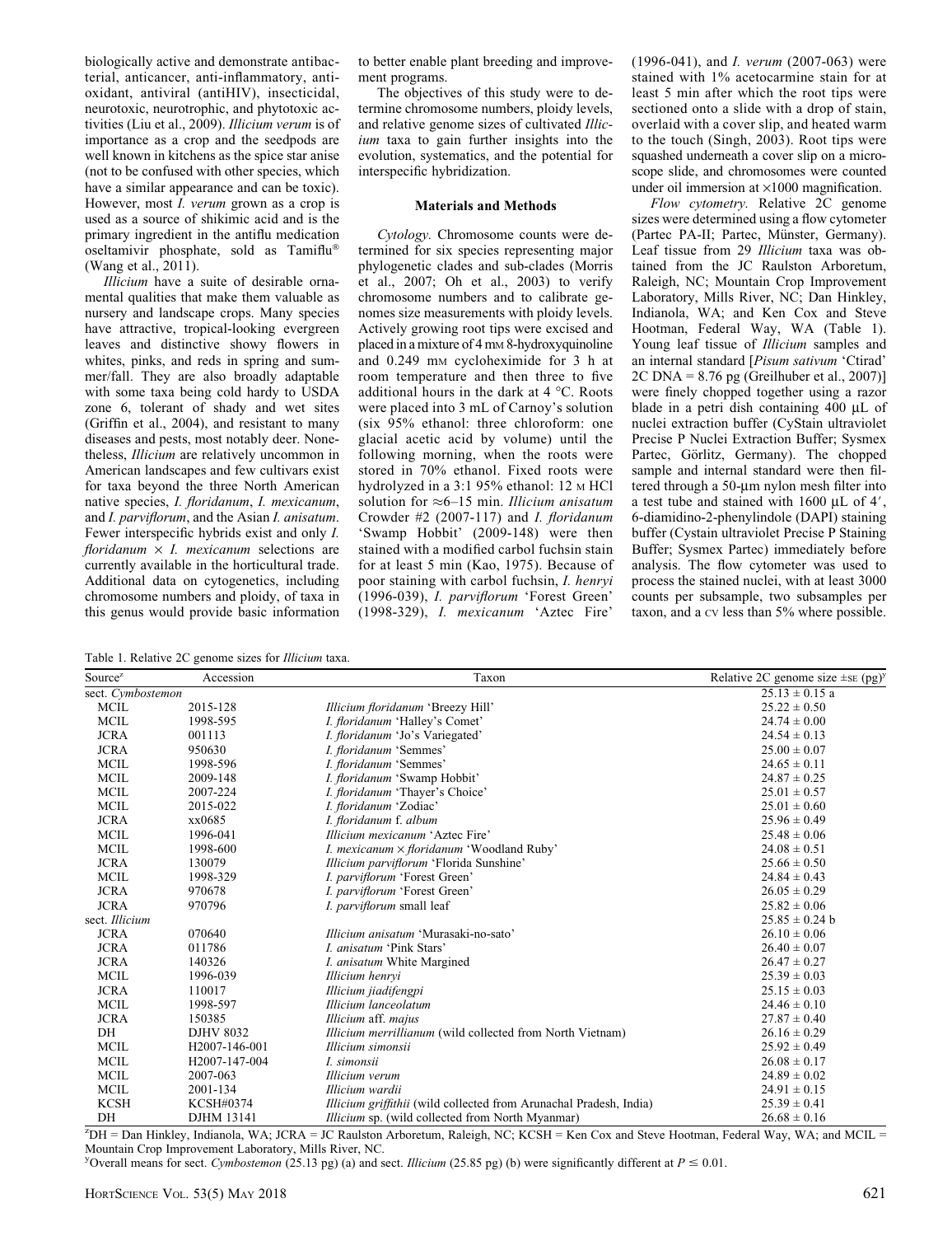biologically active and demonstrate antibacterial, anticancer, anti-inflammatory, antioxidant, antiviral (antiHIV), insecticidal, neurotoxic, neurotrophic, and phytotoxic activities (Liu et al., 2009). *Illicium verum* is of importance as a crop and the seedpods are well known in kitchens as the spice star anise (not to be confused with other species, which have a similar appearance and can be toxic). However, most *I. verum* grown as a crop is used as a source of shikimic acid and is the primary ingredient in the antiflu medication oseltamivir phosphate, sold as Tamiflu® (Wang et al., 2011).

*Illicium* have a suite of desirable ornamental qualities that make them valuable as nursery and landscape crops. Many species have attractive, tropical-looking evergreen leaves and distinctive showy flowers in whites, pinks, and reds in spring and summer/fall. They are also broadly adaptable with some taxa being cold hardy to USDA zone 6, tolerant of shady and wet sites (Griffin et al., 2004), and resistant to many diseases and pests, most notably deer. Nonetheless, *Illicium* are relatively uncommon in American landscapes and few cultivars exist for taxa beyond the three North American native species, *I. floridanum*, *I. mexicanum*, and *I. parviflorum*, and the Asian *I. anisatum*. Fewer interspecific hybrids exist and only *I. floridanum* × *I. mexicanum* selections are currently available in the horticultural trade. Additional data on cytogenetics, including chromosome numbers and ploidy, of taxa in this genus would provide basic information to better enable plant breeding and improvement programs.

The objectives of this study were to determine chromosome numbers, ploidy levels, and relative genome sizes of cultivated *Illicium* taxa to gain further insights into the evolution, systematics, and the potential for interspecific hybridization.

## Materials and Methods

*Cytology.* Chromosome counts were determined for six species representing major phylogenetic clades and sub-clades (Morris et al., 2007; Oh et al., 2003) to verify chromosome numbers and to calibrate genomes size measurements with ploidy levels. Actively growing root tips were excised and placed in a mixture of 4 mM 8-hydroxyquinoline and 0.249 mM cycloheximide for 3 h at room temperature and then three to five additional hours in the dark at 4 °C. Roots were placed into 3 mL of Carnoy's solution (six 95% ethanol: three chloroform: one glacial acetic acid by volume) until the following morning, when the roots were stored in 70% ethanol. Fixed roots were hydrolyzed in a 3:1 95% ethanol: 12 M HCl solution for ≈6–15 min. *Illicium anisatum* Crowder #2 (2007-117) and *I. floridanum* 'Swamp Hobbit' (2009-148) were then stained with a modified carbol fuchsin stain for at least 5 min (Kao, 1975). Because of poor staining with carbol fuchsin, *I. henryi* (1996-039), *I. parviflorum* 'Forest Green' (1998-329), *I. mexicanum* 'Aztec Fire' (1996-041), and *I. verum* (2007-063) were stained with 1% acetocarmine stain for at least 5 min after which the root tips were sectioned onto a slide with a drop of stain, overlaid with a cover slip, and heated warm to the touch (Singh, 2003). Root tips were squashed underneath a cover slip on a microscope slide, and chromosomes were counted under oil immersion at ×1000 magnification.

*Flow cytometry.* Relative 2C genome sizes were determined using a flow cytometer (Partec PA-II; Partec, Münster, Germany). Leaf tissue from 29 *Illicium* taxa was obtained from the JC Raulston Arboretum, Raleigh, NC; Mountain Crop Improvement Laboratory, Mills River, NC; Dan Hinkley, Indianola, WA; and Ken Cox and Steve Hootman, Federal Way, WA (Table 1). Young leaf tissue of *Illicium* samples and an internal standard [*Pisum sativum* 'Ctirad' 2C DNA = 8.76 pg (Greilhuber et al., 2007)] were finely chopped together using a razor blade in a petri dish containing 400 µL of nuclei extraction buffer (CyStain ultraviolet Precise P Nuclei Extraction Buffer; Sysmex Partec, Görlitz, Germany). The chopped sample and internal standard were then filtered through a 50-µm nylon mesh filter into a test tube and stained with 1600 µL of 4′, 6-diamidino-2-phenylindole (DAPI) staining buffer (Cystain ultraviolet Precise P Staining Buffer; Sysmex Partec) immediately before analysis. The flow cytometer was used to process the stained nuclei, with at least 3000 counts per subsample, two subsamples per taxon, and a CV less than 5% where possible.

Table 1. Relative 2C genome sizes for *Illicium* taxa.

| Source[z] | Accession | Taxon | Relative 2C genome size ±SE (pg)[y] |
|---|---|---|---|
| sect. *Cymbostemon* | | | 25.13 ± 0.15 a |
| MCIL | 2015-128 | *Illicium floridanum* 'Breezy Hill' | 25.22 ± 0.50 |
| MCIL | 1998-595 | *I. floridanum* 'Halley's Comet' | 24.74 ± 0.00 |
| JCRA | 001113 | *I. floridanum* 'Jo's Variegated' | 24.54 ± 0.13 |
| JCRA | 950630 | *I. floridanum* 'Semmes' | 25.00 ± 0.07 |
| MCIL | 1998-596 | *I. floridanum* 'Semmes' | 24.65 ± 0.11 |
| MCIL | 2009-148 | *I. floridanum* 'Swamp Hobbit' | 24.87 ± 0.25 |
| MCIL | 2007-224 | *I. floridanum* 'Thayer's Choice' | 25.01 ± 0.57 |
| MCIL | 2015-022 | *I. floridanum* 'Zodiac' | 25.01 ± 0.60 |
| JCRA | xx0685 | *I. floridanum* f. *album* | 25.96 ± 0.49 |
| MCIL | 1996-041 | *Illicium mexicanum* 'Aztec Fire' | 25.48 ± 0.06 |
| MCIL | 1998-600 | *I. mexicanum* × *floridanum* 'Woodland Ruby' | 24.08 ± 0.51 |
| JCRA | 130079 | *Illicium parviflorum* 'Florida Sunshine' | 25.66 ± 0.50 |
| MCIL | 1998-329 | *I. parviflorum* 'Forest Green' | 24.84 ± 0.43 |
| JCRA | 970678 | *I. parviflorum* 'Forest Green' | 26.05 ± 0.29 |
| JCRA | 970796 | *I. parviflorum* small leaf | 25.82 ± 0.06 |
| sect. *Illicium* | | | 25.85 ± 0.24 b |
| JCRA | 070640 | *Illicium anisatum* 'Murasaki-no-sato' | 26.10 ± 0.06 |
| JCRA | 011786 | *I. anisatum* 'Pink Stars' | 26.40 ± 0.07 |
| JCRA | 140326 | *I. anisatum* White Margined | 26.47 ± 0.27 |
| MCIL | 1996-039 | *Illicium henryi* | 25.39 ± 0.03 |
| JCRA | 110017 | *Illicium jiadifengpi* | 25.15 ± 0.03 |
| MCIL | 1998-597 | *Illicium lanceolatum* | 24.46 ± 0.10 |
| JCRA | 150385 | *Illicium* aff. *majus* | 27.87 ± 0.40 |
| DH | DJHV 8032 | *Illicium merrillianum* (wild collected from North Vietnam) | 26.16 ± 0.29 |
| MCIL | H2007-146-001 | *Illicium simonsii* | 25.92 ± 0.49 |
| MCIL | H2007-147-004 | *I. simonsii* | 26.08 ± 0.17 |
| MCIL | 2007-063 | *Illicium verum* | 24.89 ± 0.02 |
| MCIL | 2001-134 | *Illicium wardii* | 24.91 ± 0.15 |
| KCSH | KCSH#0374 | *Illicium griffithii* (wild collected from Arunachal Pradesh, India) | 25.39 ± 0.41 |
| DH | DJHM 13141 | *Illicium* sp. (wild collected from North Myanmar) | 26.68 ± 0.16 |

[z]DH = Dan Hinkley, Indianola, WA; JCRA = JC Raulston Arboretum, Raleigh, NC; KCSH = Ken Cox and Steve Hootman, Federal Way, WA; and MCIL = Mountain Crop Improvement Laboratory, Mills River, NC.

[y]Overall means for sect. *Cymbostemon* (25.13 pg) (a) and sect. *Illicium* (25.85 pg) (b) were significantly different at $P \leq 0.01$.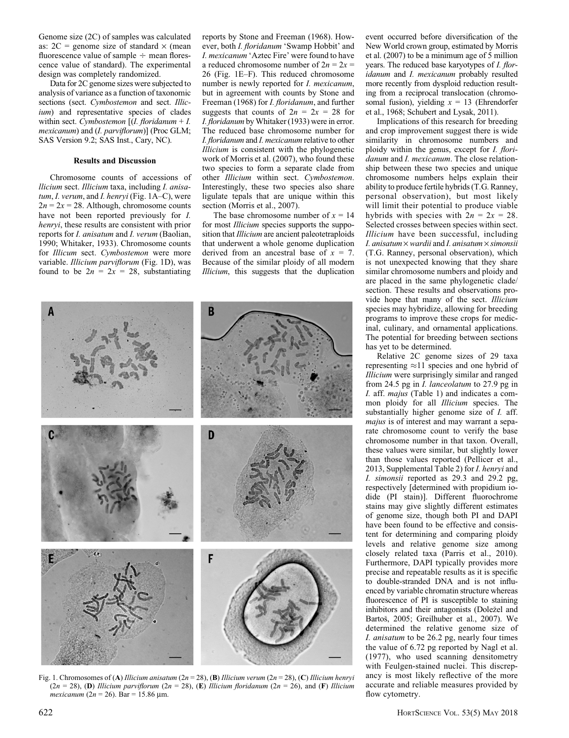Genome size (2C) of samples was calculated as: 2C = genome size of standard × (mean fluorescence value of sample ÷ mean florescence value of standard). The experimental design was completely randomized.

Data for 2C genome sizes were subjected to analysis of variance as a function of taxonomic sections (sect. *Cymbostemon* and sect. *Illicium*) and representative species of clades within sect. *Cymbostemon* [(*I. floridanum* + *I. mexicanum*) and (*I. parviflorum*)] (Proc GLM; SAS Version 9.2; SAS Inst., Cary, NC).

### Results and Discussion

Chromosome counts of accessions of *llicium* sect. *Illicium* taxa, including *I. anisatum*, *I. verum*, and *I. henryi* (Fig. 1A–C), were $2n = 2x = 28$. Although, chromosome counts have not been reported previously for *I. henryi*, these results are consistent with prior reports for *I. anisatum* and *I. verum* (Baolian, 1990; Whitaker, 1933). Chromosome counts for *Illicum* sect. *Cymbostemon* were more variable. *Illicium parviflorum* (Fig. 1D), was found to be $2n = 2x = 28$, substantiating reports by Stone and Freeman (1968). However, both *I. floridanum* 'Swamp Hobbit' and *I. mexicanum* 'Aztec Fire' were found to have a reduced chromosome number of $2n = 2x = 26$ (Fig. 1E–F). This reduced chromosome number is newly reported for *I. mexicanum*, but in agreement with counts by Stone and Freeman (1968) for *I. floridanum*, and further suggests that counts of $2n = 2x = 28$ for *I. floridanum* by Whitaker (1933) were in error. The reduced base chromosome number for *I. floridanum* and *I. mexicanum* relative to other *Illicium* is consistent with the phylogenetic work of Morris et al. (2007), who found these two species to form a separate clade from other *Illicium* within sect. *Cymbostemon*. Interestingly, these two species also share ligulate tepals that are unique within this section (Morris et al., 2007).

The base chromosome number of $x = 14$ for most *Illicium* species supports the supposition that *Illicium* are ancient paleotetraploids that underwent a whole genome duplication derived from an ancestral base of $x = 7$. Because of the similar ploidy of all modern *Illicium*, this suggests that the duplication event occurred before diversification of the New World crown group, estimated by Morris et al. (2007) to be a minimum age of 5 million years. The reduced base karyotypes of *I. floridanum* and *I. mexicanum* probably resulted more recently from dysploid reduction resulting from a reciprocal translocation (chromosomal fusion), yielding $x = 13$ (Ehrendorfer et al., 1968; Schubert and Lysak, 2011).

Implications of this research for breeding and crop improvement suggest there is wide similarity in chromosome numbers and ploidy within the genus, except for *I. floridanum* and *I. mexicanum*. The close relationship between these two species and unique chromosome numbers helps explain their ability to produce fertile hybrids (T.G. Ranney, personal observation), but most likely will limit their potential to produce viable hybrids with species with $2n = 2x = 28$. Selected crosses between species within sect. *Illicium* have been successful, including *I. anisatum* × *wardii* and *I. anisatum* × *simonsii* (T.G. Ranney, personal observation), which is not unexpected knowing that they share similar chromosome numbers and ploidy and are placed in the same phylogenetic clade/section. These results and observations provide hope that many of the sect. *Illicium* species may hybridize, allowing for breeding programs to improve these crops for medicinal, culinary, and ornamental applications. The potential for breeding between sections has yet to be determined.

Relative 2C genome sizes of 29 taxa representing ≈11 species and one hybrid of *Illicium* were surprisingly similar and ranged from 24.5 pg in *I. lanceolatum* to 27.9 pg in *I.* aff. *majus* (Table 1) and indicates a common ploidy for all *Illicium* species. The substantially higher genome size of *I.* aff. *majus* is of interest and may warrant a separate chromosome count to verify the base chromosome number in that taxon. Overall, these values were similar, but slightly lower than those values reported (Pellicer et al., 2013, Supplemental Table 2) for *I. henryi* and *I. simonsii* reported as 29.3 and 29.2 pg, respectively [determined with propidium iodide (PI stain)]. Different fluorochrome stains may give slightly different estimates of genome size, though both PI and DAPI have been found to be effective and consistent for determining and comparing ploidy levels and relative genome size among closely related taxa (Parris et al., 2010). Furthermore, DAPI typically provides more precise and repeatable results as it is specific to double-stranded DNA and is not influenced by variable chromatin structure whereas fluorescence of PI is susceptible to staining inhibitors and their antagonists (Doležel and Bartoš, 2005; Greilhuber et al., 2007). We determined the relative genome size of *I. anisatum* to be 26.2 pg, nearly four times the value of 6.72 pg reported by Nagl et al. (1977), who used scanning densitometry with Feulgen-stained nuclei. This discrepancy is most likely reflective of the more accurate and reliable measures provided by flow cytometry.

Fig. 1. Chromosomes of (**A**) *Illicium anisatum* ($2n = 28$), (**B**) *Illicium verum* ($2n = 28$), (**C**) *Illicium henryi* ($2n = 28$), (**D**) *Illicium parviflorum* ($2n = 28$), (**E**) *Illicium floridanum* ($2n = 26$), and (**F**) *Illicium mexicanum* ($2n = 26$). Bar = 15.86 μm.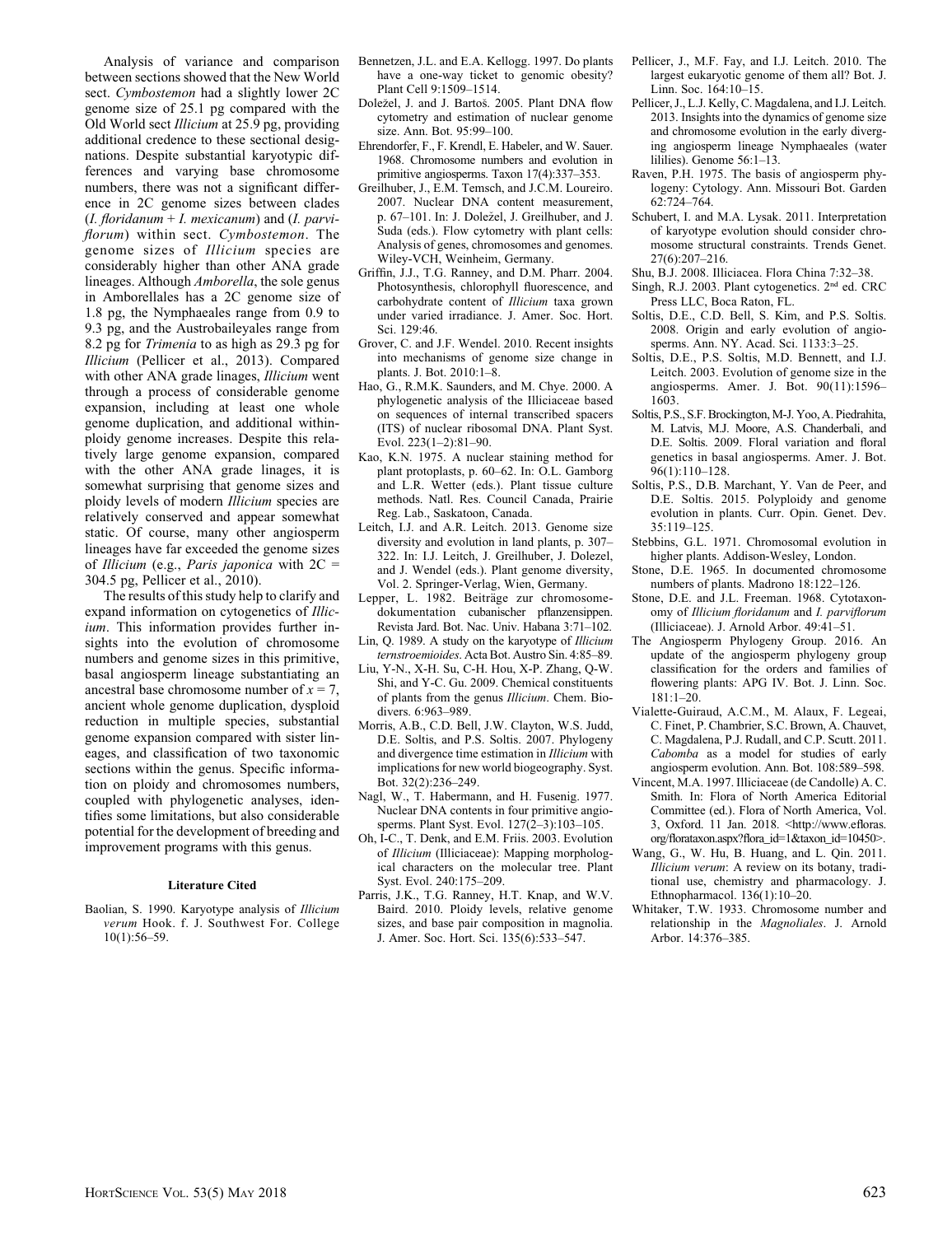Analysis of variance and comparison between sections showed that the New World sect. *Cymbostemon* had a slightly lower 2C genome size of 25.1 pg compared with the Old World sect *Illicium* at 25.9 pg, providing additional credence to these sectional designations. Despite substantial karyotypic differences and varying base chromosome numbers, there was not a significant difference in 2C genome sizes between clades (*I. floridanum* + *I. mexicanum*) and (*I. parviflorum*) within sect. *Cymbostemon*. The genome sizes of *Illicium* species are considerably higher than other ANA grade lineages. Although *Amborella*, the sole genus in Amborellales has a 2C genome size of 1.8 pg, the Nymphaeales range from 0.9 to 9.3 pg, and the Austrobaileyales range from 8.2 pg for *Trimenia* to as high as 29.3 pg for *Illicium* (Pellicer et al., 2013). Compared with other ANA grade linages, *Illicium* went through a process of considerable genome expansion, including at least one whole genome duplication, and additional within-ploidy genome increases. Despite this relatively large genome expansion, compared with the other ANA grade linages, it is somewhat surprising that genome sizes and ploidy levels of modern *Illicium* species are relatively conserved and appear somewhat static. Of course, many other angiosperm lineages have far exceeded the genome sizes of *Illicium* (e.g., *Paris japonica* with 2C = 304.5 pg, Pellicer et al., 2010).

The results of this study help to clarify and expand information on cytogenetics of *Illicium*. This information provides further insights into the evolution of chromosome numbers and genome sizes in this primitive, basal angiosperm lineage substantiating an ancestral base chromosome number of $x = 7$, ancient whole genome duplication, dysploid reduction in multiple species, substantial genome expansion compared with sister lineages, and classification of two taxonomic sections within the genus. Specific information on ploidy and chromosomes numbers, coupled with phylogenetic analyses, identifies some limitations, but also considerable potential for the development of breeding and improvement programs with this genus.

#### Literature Cited

Baolian, S. 1990. Karyotype analysis of *Illicium verum* Hook. f. J. Southwest For. College 10(1):56–59.

Bennetzen, J.L. and E.A. Kellogg. 1997. Do plants have a one-way ticket to genomic obesity? Plant Cell 9:1509–1514.

Doležel, J. and J. Bartoš. 2005. Plant DNA flow cytometry and estimation of nuclear genome size. Ann. Bot. 95:99–100.

Ehrendorfer, F., F. Krendl, E. Habeler, and W. Sauer. 1968. Chromosome numbers and evolution in primitive angiosperms. Taxon 17(4):337–353.

Greilhuber, J., E.M. Temsch, and J.C.M. Loureiro. 2007. Nuclear DNA content measurement, p. 67–101. In: J. Doležel, J. Greilhuber, and J. Suda (eds.). Flow cytometry with plant cells: Analysis of genes, chromosomes and genomes. Wiley-VCH, Weinheim, Germany.

Griffin, J.J., T.G. Ranney, and D.M. Pharr. 2004. Photosynthesis, chlorophyll fluorescence, and carbohydrate content of *Illicium* taxa grown under varied irradiance. J. Amer. Soc. Hort. Sci. 129:46.

Grover, C. and J.F. Wendel. 2010. Recent insights into mechanisms of genome size change in plants. J. Bot. 2010:1–8.

Hao, G., R.M.K. Saunders, and M. Chye. 2000. A phylogenetic analysis of the Illiciaceae based on sequences of internal transcribed spacers (ITS) of nuclear ribosomal DNA. Plant Syst. Evol. 223(1–2):81–90.

Kao, K.N. 1975. A nuclear staining method for plant protoplasts, p. 60–62. In: O.L. Gamborg and L.R. Wetter (eds.). Plant tissue culture methods. Natl. Res. Council Canada, Prairie Reg. Lab., Saskatoon, Canada.

Leitch, I.J. and A.R. Leitch. 2013. Genome size diversity and evolution in land plants, p. 307–322. In: I.J. Leitch, J. Greilhuber, J. Dolezel, and J. Wendel (eds.). Plant genome diversity, Vol. 2. Springer-Verlag, Wien, Germany.

Lepper, L. 1982. Beiträge zur chromosomedokumentation cubanischer pflanzensippen. Revista Jard. Bot. Nac. Univ. Habana 3:71–102.

Lin, Q. 1989. A study on the karyotype of *Illicium ternstroemioides*. Acta Bot. Austro Sin. 4:85–89.

Liu, Y-N., X-H. Su, C-H. Hou, X-P. Zhang, Q-W. Shi, and Y-C. Gu. 2009. Chemical constituents of plants from the genus *Illicium*. Chem. Biodivers. 6:963–989.

Morris, A.B., C.D. Bell, J.W. Clayton, W.S. Judd, D.E. Soltis, and P.S. Soltis. 2007. Phylogeny and divergence time estimation in *Illicium* with implications for new world biogeography. Syst. Bot. 32(2):236–249.

Nagl, W., T. Habermann, and H. Fusenig. 1977. Nuclear DNA contents in four primitive angiosperms. Plant Syst. Evol. 127(2–3):103–105.

Oh, I-C., T. Denk, and E.M. Friis. 2003. Evolution of *Illicium* (Illiciaceae): Mapping morphological characters on the molecular tree. Plant Syst. Evol. 240:175–209.

Parris, J.K., T.G. Ranney, H.T. Knap, and W.V. Baird. 2010. Ploidy levels, relative genome sizes, and base pair composition in magnolia. J. Amer. Soc. Hort. Sci. 135(6):533–547.

Pellicer, J., M.F. Fay, and I.J. Leitch. 2010. The largest eukaryotic genome of them all? Bot. J. Linn. Soc. 164:10–15.

Pellicer, J., L.J. Kelly, C. Magdalena, and I.J. Leitch. 2013. Insights into the dynamics of genome size and chromosome evolution in the early diverging angiosperm lineage Nymphaeales (water lililies). Genome 56:1–13.

Raven, P.H. 1975. The basis of angiosperm phylogeny: Cytology. Ann. Missouri Bot. Garden 62:724–764.

Schubert, I. and M.A. Lysak. 2011. Interpretation of karyotype evolution should consider chromosome structural constraints. Trends Genet. 27(6):207–216.

Shu, B.J. 2008. Illiciacea. Flora China 7:32–38.

Singh, R.J. 2003. Plant cytogenetics. 2nd ed. CRC Press LLC, Boca Raton, FL.

Soltis, D.E., C.D. Bell, S. Kim, and P.S. Soltis. 2008. Origin and early evolution of angiosperms. Ann. NY. Acad. Sci. 1133:3–25.

Soltis, D.E., P.S. Soltis, M.D. Bennett, and I.J. Leitch. 2003. Evolution of genome size in the angiosperms. Amer. J. Bot. 90(11):1596–1603.

Soltis, P.S., S.F. Brockington, M-J. Yoo, A. Piedrahita, M. Latvis, M.J. Moore, A.S. Chanderbali, and D.E. Soltis. 2009. Floral variation and floral genetics in basal angiosperms. Amer. J. Bot. 96(1):110–128.

Soltis, P.S., D.B. Marchant, Y. Van de Peer, and D.E. Soltis. 2015. Polyploidy and genome evolution in plants. Curr. Opin. Genet. Dev. 35:119–125.

Stebbins, G.L. 1971. Chromosomal evolution in higher plants. Addison-Wesley, London.

Stone, D.E. 1965. In documented chromosome numbers of plants. Madrono 18:122–126.

Stone, D.E. and J.L. Freeman. 1968. Cytotaxonomy of *Illicium floridanum* and *I. parviflorum* (Illiciaceae). J. Arnold Arbor. 49:41–51.

The Angiosperm Phylogeny Group. 2016. An update of the angiosperm phylogeny group classification for the orders and families of flowering plants: APG IV. Bot. J. Linn. Soc. 181:1–20.

Vialette-Guiraud, A.C.M., M. Alaux, F. Legeai, C. Finet, P. Chambrier, S.C. Brown, A. Chauvet, C. Magdalena, P.J. Rudall, and C.P. Scutt. 2011. *Cabomba* as a model for studies of early angiosperm evolution. Ann. Bot. 108:589–598.

Vincent, M.A. 1997. Illiciaceae (de Candolle) A. C. Smith. In: Flora of North America Editorial Committee (ed.). Flora of North America, Vol. 3, Oxford. 11 Jan. 2018. <http://www.efloras.org/florataxon.aspx?flora_id=1&taxon_id=10450>.

Wang, G., W. Hu, B. Huang, and L. Qin. 2011. *Illicium verum*: A review on its botany, traditional use, chemistry and pharmacology. J. Ethnopharmacol. 136(1):10–20.

Whitaker, T.W. 1933. Chromosome number and relationship in the *Magnoliales*. J. Arnold Arbor. 14:376–385.